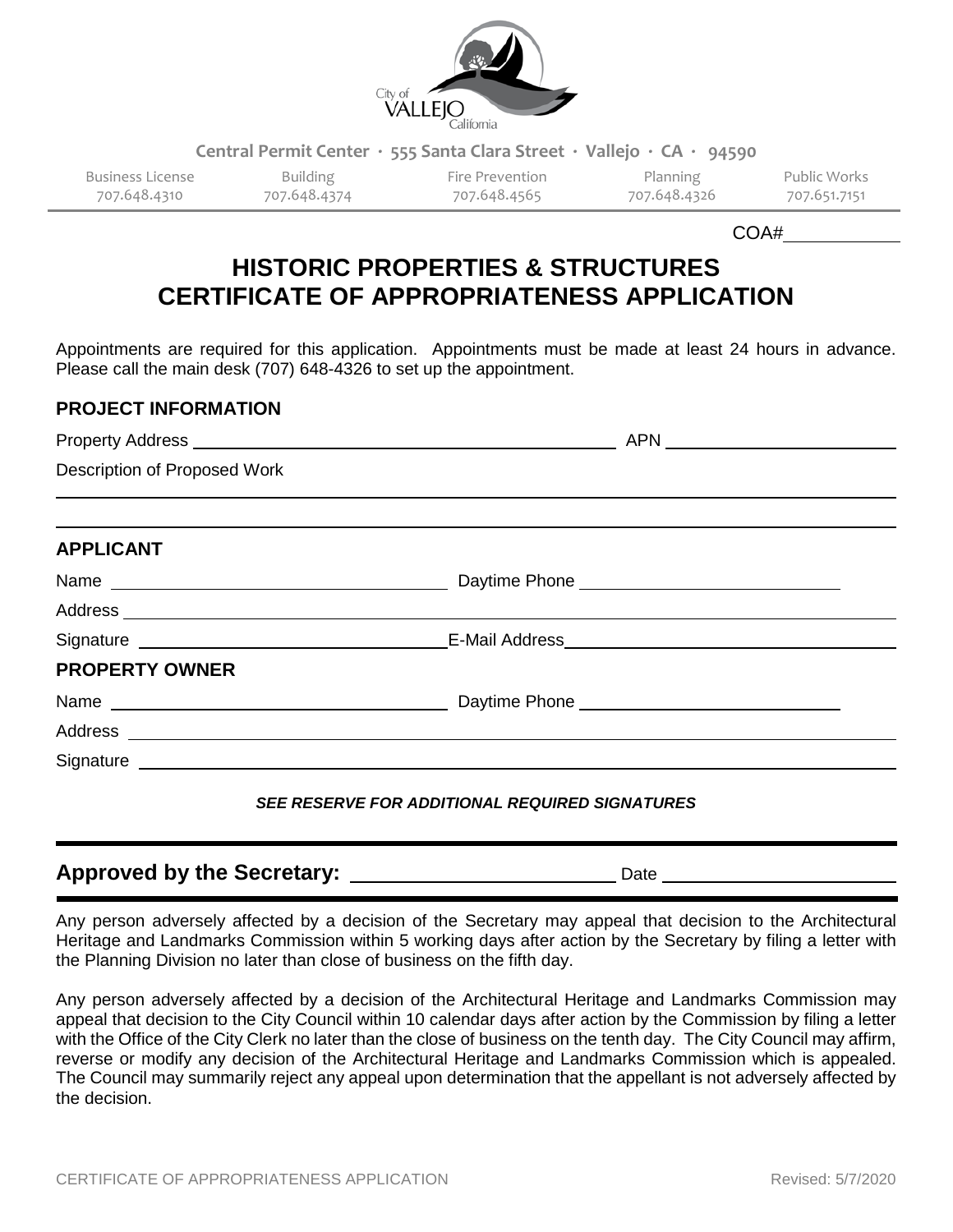City of VALLEJO California

**Central Permit Center · 555 Santa Clara Street · Vallejo · CA · 94590**

| Business License | Building | Fire Prevention | Planning | Public Works |
|---|---|---|---|---|
| 707.648.4310 | 707.648.4374 | 707.648.4565 | 707.648.4326 | 707.651.7151 |

COA#\_\_\_\_\_\_\_\_\_\_

# HISTORIC PROPERTIES & STRUCTURES CERTIFICATE OF APPROPRIATENESS APPLICATION

Appointments are required for this application. Appointments must be made at least 24 hours in advance. Please call the main desk (707) 648-4326 to set up the appointment.

## PROJECT INFORMATION

Property Address \_\_\_\_\_\_\_\_\_\_\_\_\_\_\_\_\_\_\_\_\_\_\_\_\_\_\_\_\_\_ APN \_\_\_\_\_\_\_\_\_\_\_\_\_\_\_\_\_\_\_\_

Description of Proposed Work \_\_\_\_\_\_\_\_\_\_\_\_\_\_\_\_\_\_\_\_\_\_\_\_\_\_\_\_\_\_

\_\_\_\_\_\_\_\_\_\_\_\_\_\_\_\_\_\_\_\_\_\_\_\_\_\_\_\_\_\_\_\_\_\_\_\_\_\_\_\_\_\_\_\_\_\_\_\_\_\_\_\_\_\_\_\_

## APPLICANT

Name \_\_\_\_\_\_\_\_\_\_\_\_\_\_\_\_\_\_\_\_\_\_\_\_\_\_\_\_\_\_ Daytime Phone \_\_\_\_\_\_\_\_\_\_\_\_\_\_\_\_\_\_\_\_

Address \_\_\_\_\_\_\_\_\_\_\_\_\_\_\_\_\_\_\_\_\_\_\_\_\_\_\_\_\_\_\_\_\_\_\_\_\_\_\_\_\_\_\_\_\_\_\_\_\_\_\_\_\_\_\_\_

Signature \_\_\_\_\_\_\_\_\_\_\_\_\_\_\_\_\_\_\_\_\_\_\_\_\_\_\_\_\_\_ E-Mail Address \_\_\_\_\_\_\_\_\_\_\_\_\_\_\_\_\_\_\_\_

## PROPERTY OWNER

Name \_\_\_\_\_\_\_\_\_\_\_\_\_\_\_\_\_\_\_\_\_\_\_\_\_\_\_\_\_\_ Daytime Phone \_\_\_\_\_\_\_\_\_\_\_\_\_\_\_\_\_\_\_\_

Address \_\_\_\_\_\_\_\_\_\_\_\_\_\_\_\_\_\_\_\_\_\_\_\_\_\_\_\_\_\_\_\_\_\_\_\_\_\_\_\_\_\_\_\_\_\_\_\_\_\_\_\_\_\_\_\_

Signature \_\_\_\_\_\_\_\_\_\_\_\_\_\_\_\_\_\_\_\_\_\_\_\_\_\_\_\_\_\_\_\_\_\_\_\_\_\_\_\_\_\_\_\_\_\_\_\_\_\_\_\_\_\_\_\_

***SEE RESERVE FOR ADDITIONAL REQUIRED SIGNATURES***

---

**Approved by the Secretary:** \_\_\_\_\_\_\_\_\_\_\_\_\_\_\_\_\_\_\_\_ Date \_\_\_\_\_\_\_\_\_\_\_\_\_\_\_\_\_\_\_\_

---

Any person adversely affected by a decision of the Secretary may appeal that decision to the Architectural Heritage and Landmarks Commission within 5 working days after action by the Secretary by filing a letter with the Planning Division no later than close of business on the fifth day.

Any person adversely affected by a decision of the Architectural Heritage and Landmarks Commission may appeal that decision to the City Council within 10 calendar days after action by the Commission by filing a letter with the Office of the City Clerk no later than the close of business on the tenth day. The City Council may affirm, reverse or modify any decision of the Architectural Heritage and Landmarks Commission which is appealed. The Council may summarily reject any appeal upon determination that the appellant is not adversely affected by the decision.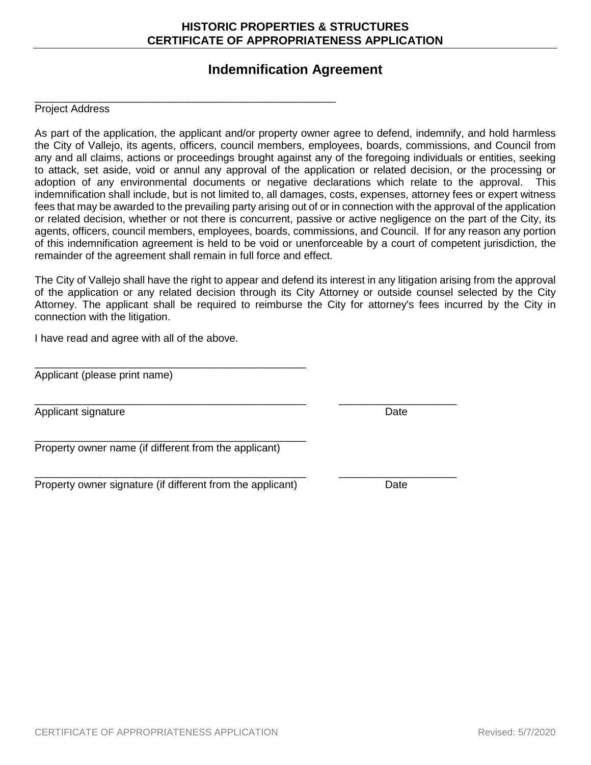## Indemnification Agreement

\_\_\_\_\_\_\_\_\_\_\_\_\_\_\_\_\_\_\_\_\_\_\_\_\_\_\_\_\_\_\_\_\_\_\_\_\_\_\_\_\_\_\_\_\_\_\_\_

Project Address

As part of the application, the applicant and/or property owner agree to defend, indemnify, and hold harmless the City of Vallejo, its agents, officers, council members, employees, boards, commissions, and Council from any and all claims, actions or proceedings brought against any of the foregoing individuals or entities, seeking to attack, set aside, void or annul any approval of the application or related decision, or the processing or adoption of any environmental documents or negative declarations which relate to the approval. This indemnification shall include, but is not limited to, all damages, costs, expenses, attorney fees or expert witness fees that may be awarded to the prevailing party arising out of or in connection with the approval of the application or related decision, whether or not there is concurrent, passive or active negligence on the part of the City, its agents, officers, council members, employees, boards, commissions, and Council. If for any reason any portion of this indemnification agreement is held to be void or unenforceable by a court of competent jurisdiction, the remainder of the agreement shall remain in full force and effect.

The City of Vallejo shall have the right to appear and defend its interest in any litigation arising from the approval of the application or any related decision through its City Attorney or outside counsel selected by the City Attorney. The applicant shall be required to reimburse the City for attorney's fees incurred by the City in connection with the litigation.

I have read and agree with all of the above.

\_\_\_\_\_\_\_\_\_\_\_\_\_\_\_\_\_\_\_\_\_\_\_\_\_\_\_\_\_\_\_\_\_\_\_\_\_\_\_\_\_\_\_\_

Applicant (please print name)

\_\_\_\_\_\_\_\_\_\_\_\_\_\_\_\_\_\_\_\_\_\_\_\_\_\_\_\_\_\_\_\_\_\_\_\_\_\_\_\_\_\_\_\_ \_\_\_\_\_\_\_\_\_\_\_\_\_\_\_\_\_\_\_\_

Applicant signature Date

\_\_\_\_\_\_\_\_\_\_\_\_\_\_\_\_\_\_\_\_\_\_\_\_\_\_\_\_\_\_\_\_\_\_\_\_\_\_\_\_\_\_\_\_

Property owner name (if different from the applicant)

\_\_\_\_\_\_\_\_\_\_\_\_\_\_\_\_\_\_\_\_\_\_\_\_\_\_\_\_\_\_\_\_\_\_\_\_\_\_\_\_\_\_\_\_ \_\_\_\_\_\_\_\_\_\_\_\_\_\_\_\_\_\_\_\_

Property owner signature (if different from the applicant) Date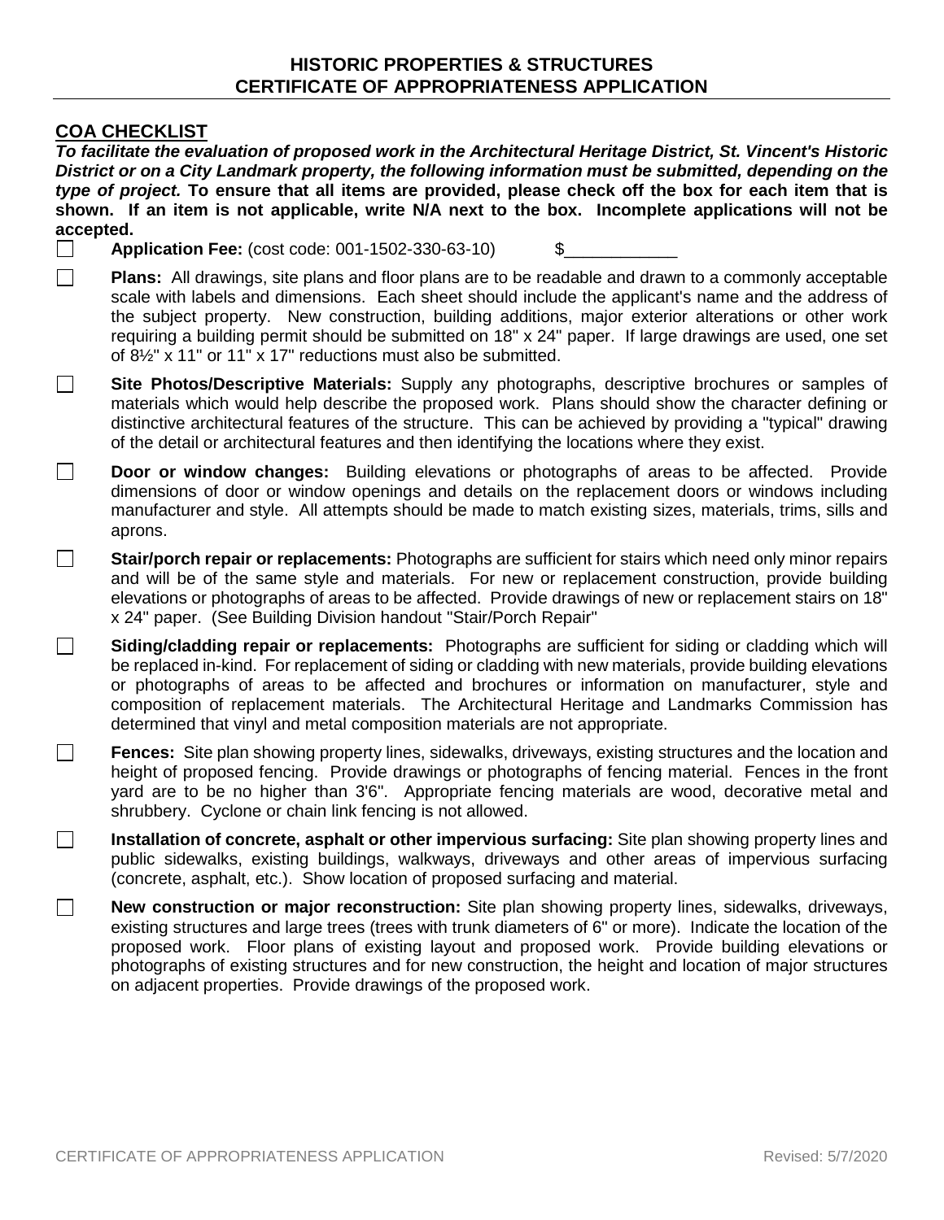**HISTORIC PROPERTIES & STRUCTURES**
**CERTIFICATE OF APPROPRIATENESS APPLICATION**

## COA CHECKLIST

***To facilitate the evaluation of proposed work in the Architectural Heritage District, St. Vincent's Historic District or on a City Landmark property, the following information must be submitted, depending on the type of project.*** **To ensure that all items are provided, please check off the box for each item that is shown. If an item is not applicable, write N/A next to the box. Incomplete applications will not be accepted.**

☐ **Application Fee:** (cost code: 001-1502-330-63-10) $____________

☐ **Plans:** All drawings, site plans and floor plans are to be readable and drawn to a commonly acceptable scale with labels and dimensions. Each sheet should include the applicant's name and the address of the subject property. New construction, building additions, major exterior alterations or other work requiring a building permit should be submitted on 18" x 24" paper. If large drawings are used, one set of 8½" x 11" or 11" x 17" reductions must also be submitted.

☐ **Site Photos/Descriptive Materials:** Supply any photographs, descriptive brochures or samples of materials which would help describe the proposed work. Plans should show the character defining or distinctive architectural features of the structure. This can be achieved by providing a "typical" drawing of the detail or architectural features and then identifying the locations where they exist.

☐ **Door or window changes:** Building elevations or photographs of areas to be affected. Provide dimensions of door or window openings and details on the replacement doors or windows including manufacturer and style. All attempts should be made to match existing sizes, materials, trims, sills and aprons.

☐ **Stair/porch repair or replacements:** Photographs are sufficient for stairs which need only minor repairs and will be of the same style and materials. For new or replacement construction, provide building elevations or photographs of areas to be affected. Provide drawings of new or replacement stairs on 18" x 24" paper. (See Building Division handout "Stair/Porch Repair"

☐ **Siding/cladding repair or replacements:** Photographs are sufficient for siding or cladding which will be replaced in-kind. For replacement of siding or cladding with new materials, provide building elevations or photographs of areas to be affected and brochures or information on manufacturer, style and composition of replacement materials. The Architectural Heritage and Landmarks Commission has determined that vinyl and metal composition materials are not appropriate.

☐ **Fences:** Site plan showing property lines, sidewalks, driveways, existing structures and the location and height of proposed fencing. Provide drawings or photographs of fencing material. Fences in the front yard are to be no higher than 3'6". Appropriate fencing materials are wood, decorative metal and shrubbery. Cyclone or chain link fencing is not allowed.

☐ **Installation of concrete, asphalt or other impervious surfacing:** Site plan showing property lines and public sidewalks, existing buildings, walkways, driveways and other areas of impervious surfacing (concrete, asphalt, etc.). Show location of proposed surfacing and material.

☐ **New construction or major reconstruction:** Site plan showing property lines, sidewalks, driveways, existing structures and large trees (trees with trunk diameters of 6" or more). Indicate the location of the proposed work. Floor plans of existing layout and proposed work. Provide building elevations or photographs of existing structures and for new construction, the height and location of major structures on adjacent properties. Provide drawings of the proposed work.